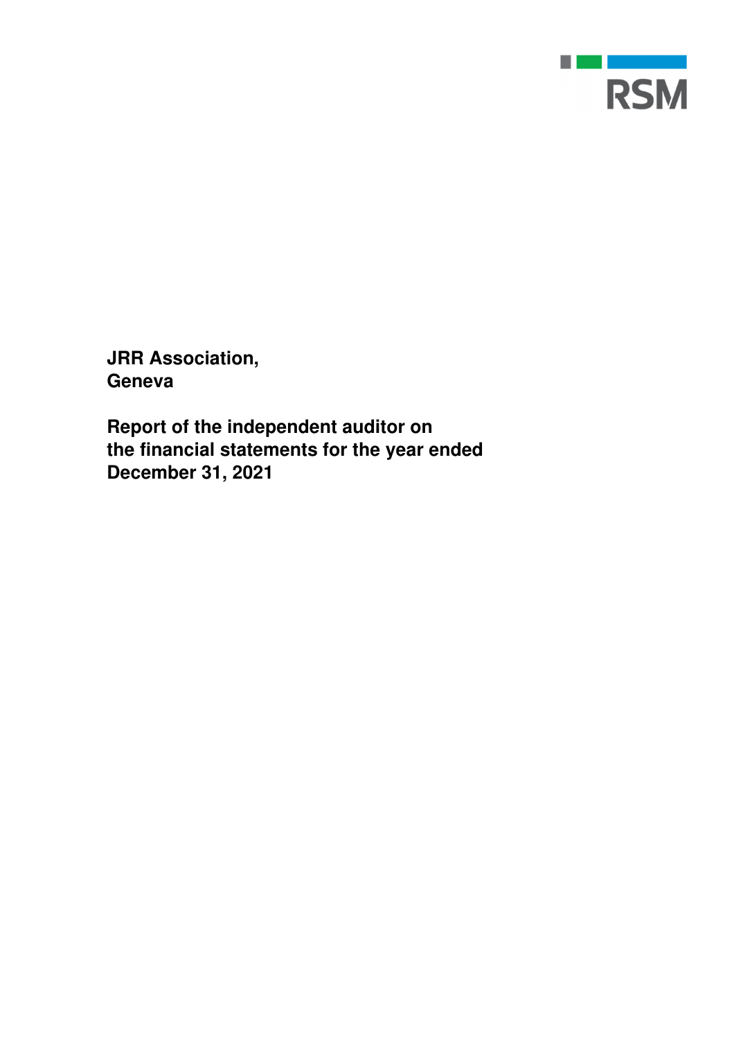RSM

**JRR Association,**
**Geneva**

**Report of the independent auditor on the financial statements for the year ended December 31, 2021**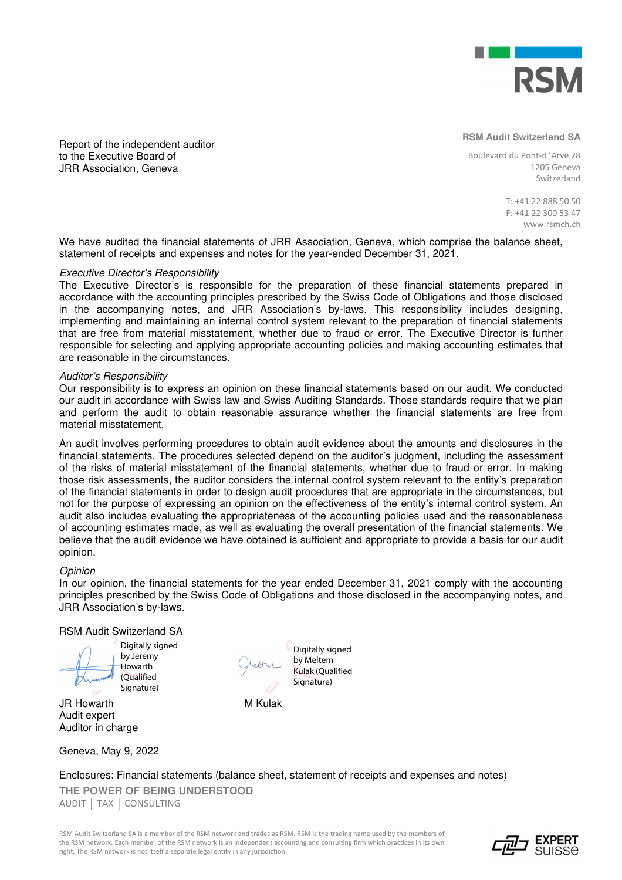RSM Audit Switzerland SA

Boulevard du Pont-d 'Arve 28
1205 Geneva
Switzerland

T: +41 22 888 50 50
F: +41 22 300 53 47
www.rsmch.ch

Report of the independent auditor
to the Executive Board of
JRR Association, Geneva

We have audited the financial statements of JRR Association, Geneva, which comprise the balance sheet, statement of receipts and expenses and notes for the year-ended December 31, 2021.

*Executive Director's Responsibility*

The Executive Director's is responsible for the preparation of these financial statements prepared in accordance with the accounting principles prescribed by the Swiss Code of Obligations and those disclosed in the accompanying notes, and JRR Association's by-laws. This responsibility includes designing, implementing and maintaining an internal control system relevant to the preparation of financial statements that are free from material misstatement, whether due to fraud or error. The Executive Director is further responsible for selecting and applying appropriate accounting policies and making accounting estimates that are reasonable in the circumstances.

*Auditor's Responsibility*

Our responsibility is to express an opinion on these financial statements based on our audit. We conducted our audit in accordance with Swiss law and Swiss Auditing Standards. Those standards require that we plan and perform the audit to obtain reasonable assurance whether the financial statements are free from material misstatement.

An audit involves performing procedures to obtain audit evidence about the amounts and disclosures in the financial statements. The procedures selected depend on the auditor's judgment, including the assessment of the risks of material misstatement of the financial statements, whether due to fraud or error. In making those risk assessments, the auditor considers the internal control system relevant to the entity's preparation of the financial statements in order to design audit procedures that are appropriate in the circumstances, but not for the purpose of expressing an opinion on the effectiveness of the entity's internal control system. An audit also includes evaluating the appropriateness of the accounting policies used and the reasonableness of accounting estimates made, as well as evaluating the overall presentation of the financial statements. We believe that the audit evidence we have obtained is sufficient and appropriate to provide a basis for our audit opinion.

*Opinion*

In our opinion, the financial statements for the year ended December 31, 2021 comply with the accounting principles prescribed by the Swiss Code of Obligations and those disclosed in the accompanying notes, and JRR Association's by-laws.

RSM Audit Switzerland SA

Digitally signed by Jeremy Howarth (Qualified Signature)

Digitally signed by Meltem Kulak (Qualified Signature)

JR Howarth
Audit expert
Auditor in charge

M Kulak

Geneva, May 9, 2022

Enclosures: Financial statements (balance sheet, statement of receipts and expenses and notes)

**THE POWER OF BEING UNDERSTOOD**
AUDIT | TAX | CONSULTING

RSM Audit Switzerland SA is a member of the RSM network and trades as RSM. RSM is the trading name used by the members of the RSM network. Each member of the RSM network is an independent accounting and consulting firm which practices in its own right. The RSM network is not itself a separate legal entity in any jurisdiction.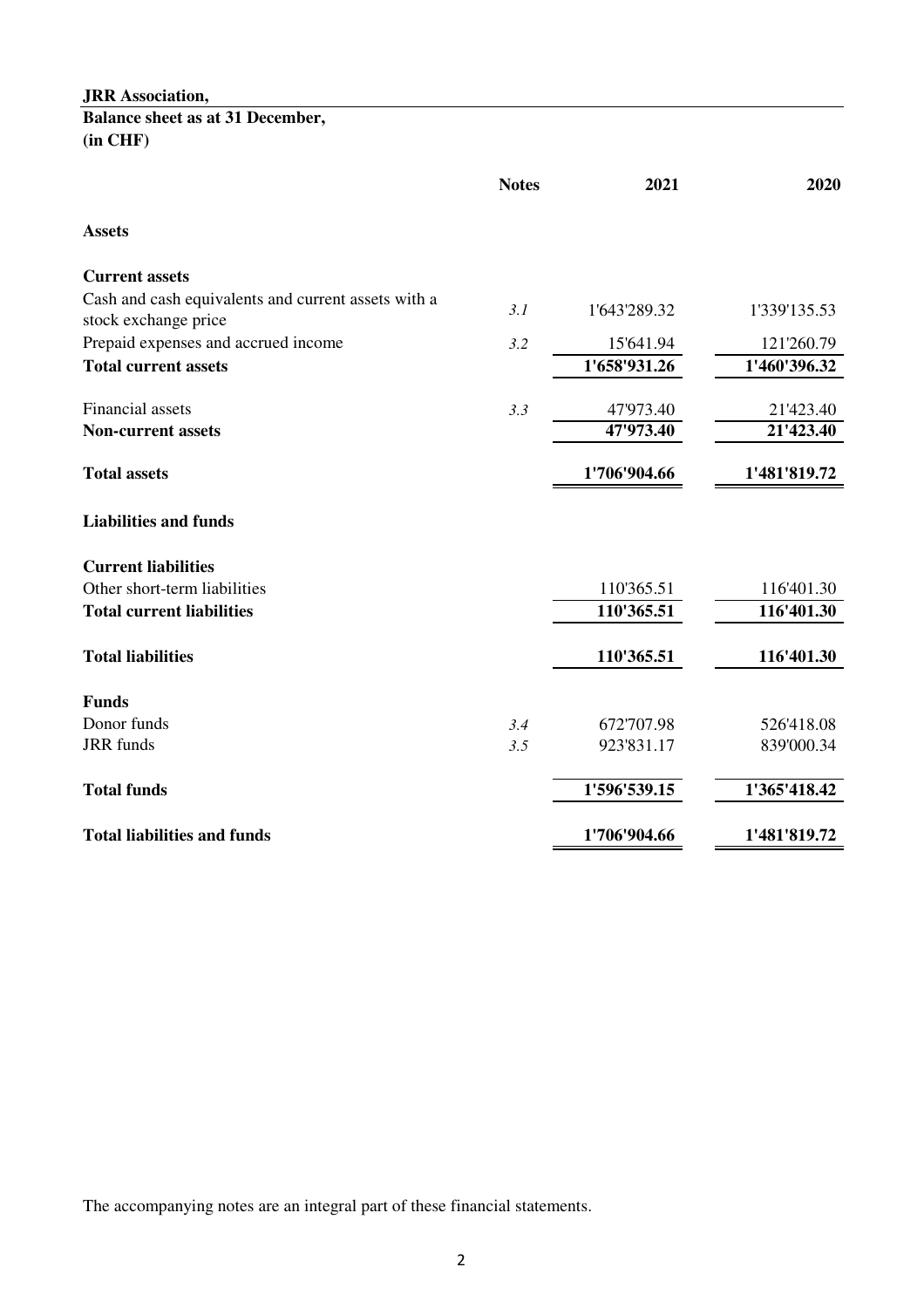**JRR Association,**

**Balance sheet as at 31 December,**
**(in CHF)**

| | Notes | 2021 | 2020 |
|---|---|---|---|
| **Assets** | | | |
| **Current assets** | | | |
| Cash and cash equivalents and current assets with a stock exchange price | *3.1* | 1'643'289.32 | 1'339'135.53 |
| Prepaid expenses and accrued income | *3.2* | 15'641.94 | 121'260.79 |
| **Total current assets** | | **1'658'931.26** | **1'460'396.32** |
| Financial assets | *3.3* | 47'973.40 | 21'423.40 |
| **Non-current assets** | | **47'973.40** | **21'423.40** |
| **Total assets** | | **1'706'904.66** | **1'481'819.72** |
| **Liabilities and funds** | | | |
| **Current liabilities** | | | |
| Other short-term liabilities | | 110'365.51 | 116'401.30 |
| **Total current liabilities** | | **110'365.51** | **116'401.30** |
| **Total liabilities** | | **110'365.51** | **116'401.30** |
| **Funds** | | | |
| Donor funds | *3.4* | 672'707.98 | 526'418.08 |
| JRR funds | *3.5* | 923'831.17 | 839'000.34 |
| **Total funds** | | **1'596'539.15** | **1'365'418.42** |
| **Total liabilities and funds** | | **1'706'904.66** | **1'481'819.72** |

The accompanying notes are an integral part of these financial statements.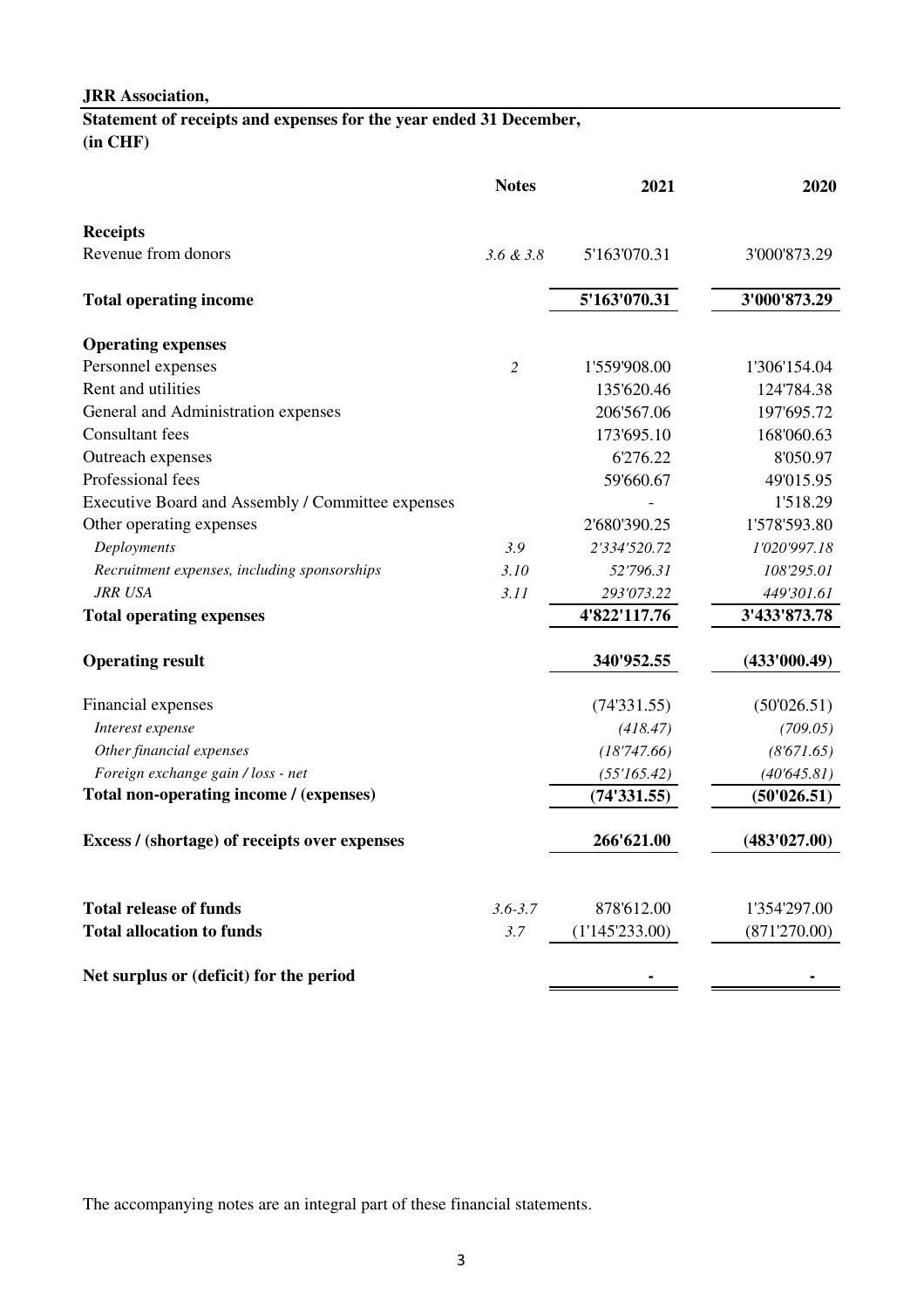**JRR Association,**

**Statement of receipts and expenses for the year ended 31 December,**
**(in CHF)**

| | **Notes** | **2021** | **2020** |
|---|---|---|---|
| **Receipts** | | | |
| Revenue from donors | *3.6 & 3.8* | 5'163'070.31 | 3'000'873.29 |
| **Total operating income** | | **5'163'070.31** | **3'000'873.29** |
| **Operating expenses** | | | |
| Personnel expenses | *2* | 1'559'908.00 | 1'306'154.04 |
| Rent and utilities | | 135'620.46 | 124'784.38 |
| General and Administration expenses | | 206'567.06 | 197'695.72 |
| Consultant fees | | 173'695.10 | 168'060.63 |
| Outreach expenses | | 6'276.22 | 8'050.97 |
| Professional fees | | 59'660.67 | 49'015.95 |
| Executive Board and Assembly / Committee expenses | | - | 1'518.29 |
| Other operating expenses | | 2'680'390.25 | 1'578'593.80 |
| *Deployments* | *3.9* | *2'334'520.72* | *1'020'997.18* |
| *Recruitment expenses, including sponsorships* | *3.10* | *52'796.31* | *108'295.01* |
| *JRR USA* | *3.11* | *293'073.22* | *449'301.61* |
| **Total operating expenses** | | **4'822'117.76** | **3'433'873.78** |
| **Operating result** | | **340'952.55** | **(433'000.49)** |
| Financial expenses | | (74'331.55) | (50'026.51) |
| *Interest expense* | | *(418.47)* | *(709.05)* |
| *Other financial expenses* | | *(18'747.66)* | *(8'671.65)* |
| *Foreign exchange gain / loss - net* | | *(55'165.42)* | *(40'645.81)* |
| **Total non-operating income / (expenses)** | | **(74'331.55)** | **(50'026.51)** |
| **Excess / (shortage) of receipts over expenses** | | **266'621.00** | **(483'027.00)** |
| **Total release of funds** | *3.6-3.7* | 878'612.00 | 1'354'297.00 |
| **Total allocation to funds** | *3.7* | (1'145'233.00) | (871'270.00) |
| **Net surplus or (deficit) for the period** | | **-** | **-** |

The accompanying notes are an integral part of these financial statements.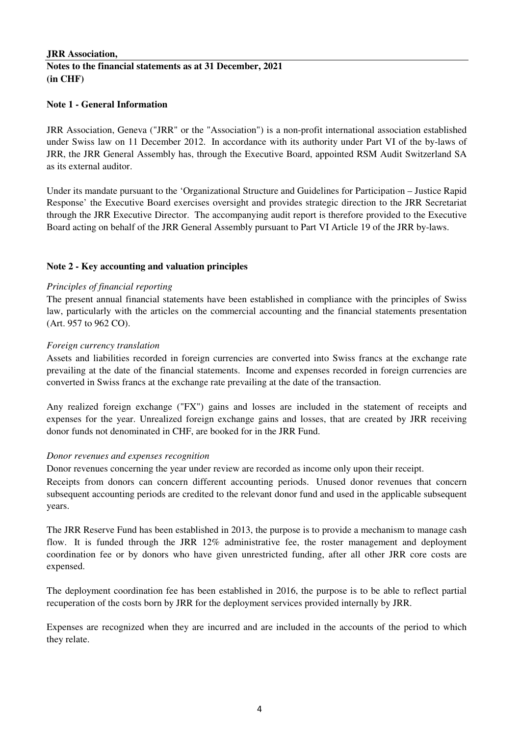**JRR Association,**

**Notes to the financial statements as at 31 December, 2021**
**(in CHF)**

**Note 1 - General Information**

JRR Association, Geneva ("JRR" or the "Association") is a non-profit international association established under Swiss law on 11 December 2012. In accordance with its authority under Part VI of the by-laws of JRR, the JRR General Assembly has, through the Executive Board, appointed RSM Audit Switzerland SA as its external auditor.

Under its mandate pursuant to the 'Organizational Structure and Guidelines for Participation – Justice Rapid Response' the Executive Board exercises oversight and provides strategic direction to the JRR Secretariat through the JRR Executive Director. The accompanying audit report is therefore provided to the Executive Board acting on behalf of the JRR General Assembly pursuant to Part VI Article 19 of the JRR by-laws.

**Note 2 - Key accounting and valuation principles**

*Principles of financial reporting*

The present annual financial statements have been established in compliance with the principles of Swiss law, particularly with the articles on the commercial accounting and the financial statements presentation (Art. 957 to 962 CO).

*Foreign currency translation*

Assets and liabilities recorded in foreign currencies are converted into Swiss francs at the exchange rate prevailing at the date of the financial statements. Income and expenses recorded in foreign currencies are converted in Swiss francs at the exchange rate prevailing at the date of the transaction.

Any realized foreign exchange ("FX") gains and losses are included in the statement of receipts and expenses for the year. Unrealized foreign exchange gains and losses, that are created by JRR receiving donor funds not denominated in CHF, are booked for in the JRR Fund.

*Donor revenues and expenses recognition*

Donor revenues concerning the year under review are recorded as income only upon their receipt.

Receipts from donors can concern different accounting periods. Unused donor revenues that concern subsequent accounting periods are credited to the relevant donor fund and used in the applicable subsequent years.

The JRR Reserve Fund has been established in 2013, the purpose is to provide a mechanism to manage cash flow. It is funded through the JRR 12% administrative fee, the roster management and deployment coordination fee or by donors who have given unrestricted funding, after all other JRR core costs are expensed.

The deployment coordination fee has been established in 2016, the purpose is to be able to reflect partial recuperation of the costs born by JRR for the deployment services provided internally by JRR.

Expenses are recognized when they are incurred and are included in the accounts of the period to which they relate.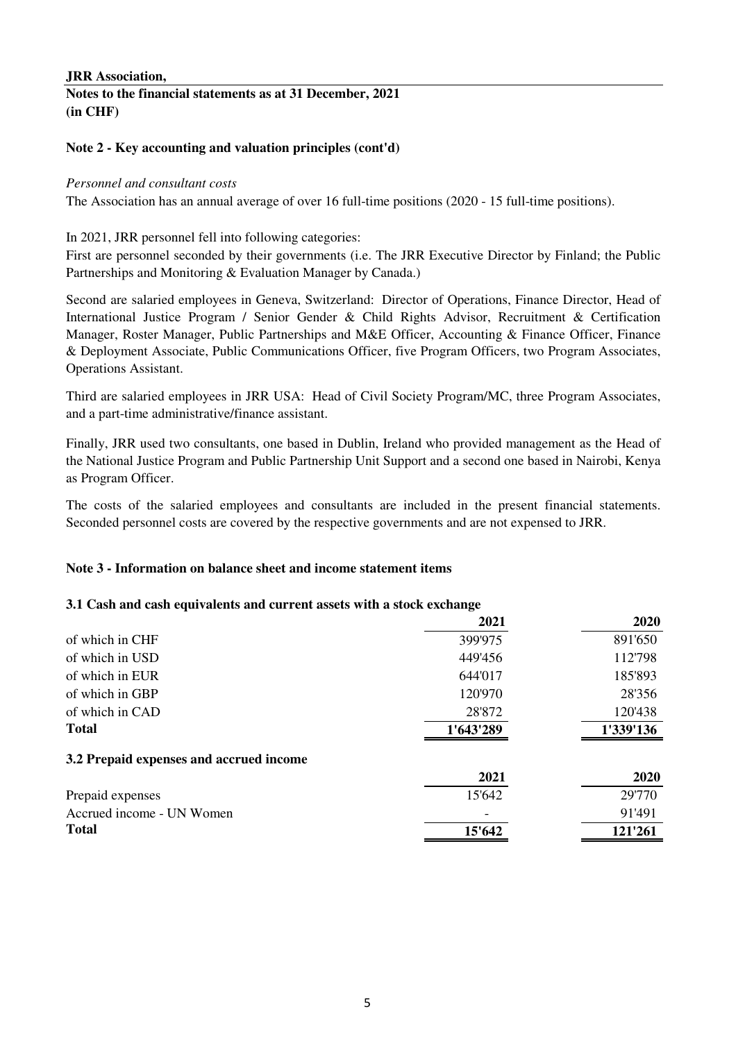**JRR Association,**

**Notes to the financial statements as at 31 December, 2021**
**(in CHF)**

**Note 2 - Key accounting and valuation principles (cont'd)**

*Personnel and consultant costs*

The Association has an annual average of over 16 full-time positions (2020 - 15 full-time positions).

In 2021, JRR personnel fell into following categories:

First are personnel seconded by their governments (i.e. The JRR Executive Director by Finland; the Public Partnerships and Monitoring & Evaluation Manager by Canada.)

Second are salaried employees in Geneva, Switzerland: Director of Operations, Finance Director, Head of International Justice Program / Senior Gender & Child Rights Advisor, Recruitment & Certification Manager, Roster Manager, Public Partnerships and M&E Officer, Accounting & Finance Officer, Finance & Deployment Associate, Public Communications Officer, five Program Officers, two Program Associates, Operations Assistant.

Third are salaried employees in JRR USA: Head of Civil Society Program/MC, three Program Associates, and a part-time administrative/finance assistant.

Finally, JRR used two consultants, one based in Dublin, Ireland who provided management as the Head of the National Justice Program and Public Partnership Unit Support and a second one based in Nairobi, Kenya as Program Officer.

The costs of the salaried employees and consultants are included in the present financial statements. Seconded personnel costs are covered by the respective governments and are not expensed to JRR.

**Note 3 - Information on balance sheet and income statement items**

**3.1 Cash and cash equivalents and current assets with a stock exchange**

| | 2021 | 2020 |
|---|---|---|
| of which in CHF | 399'975 | 891'650 |
| of which in USD | 449'456 | 112'798 |
| of which in EUR | 644'017 | 185'893 |
| of which in GBP | 120'970 | 28'356 |
| of which in CAD | 28'872 | 120'438 |
| **Total** | **1'643'289** | **1'339'136** |

**3.2 Prepaid expenses and accrued income**

| | 2021 | 2020 |
|---|---|---|
| Prepaid expenses | 15'642 | 29'770 |
| Accrued income - UN Women | - | 91'491 |
| **Total** | **15'642** | **121'261** |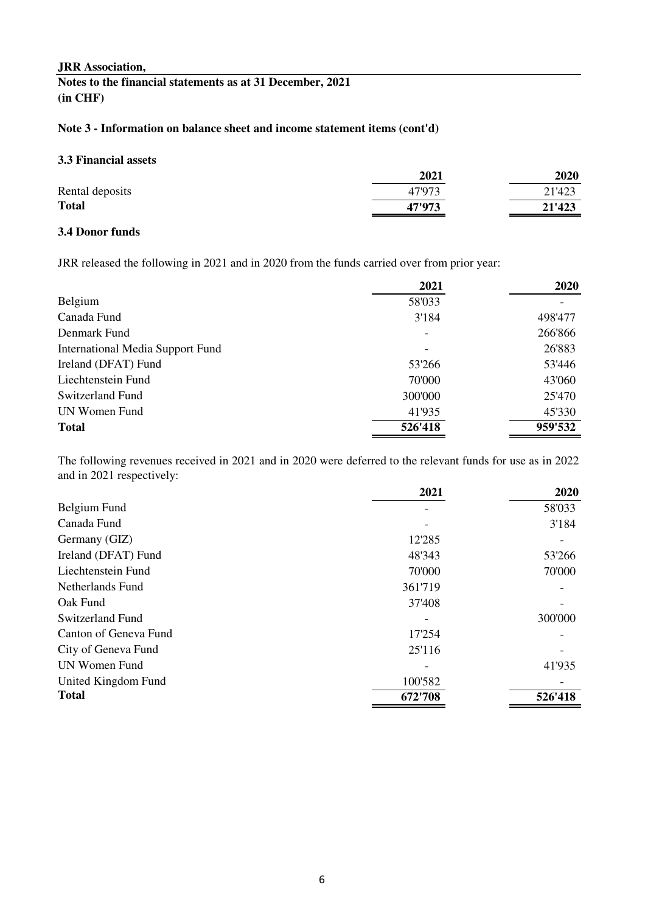**JRR Association,**

**Notes to the financial statements as at 31 December, 2021**
**(in CHF)**

**Note 3 - Information on balance sheet and income statement items (cont'd)**

**3.3 Financial assets**

| | 2021 | 2020 |
|---|---|---|
| Rental deposits | 47'973 | 21'423 |
| **Total** | **47'973** | **21'423** |

**3.4 Donor funds**

JRR released the following in 2021 and in 2020 from the funds carried over from prior year:

| | 2021 | 2020 |
|---|---|---|
| Belgium | 58'033 | - |
| Canada Fund | 3'184 | 498'477 |
| Denmark Fund | - | 266'866 |
| International Media Support Fund | - | 26'883 |
| Ireland (DFAT) Fund | 53'266 | 53'446 |
| Liechtenstein Fund | 70'000 | 43'060 |
| Switzerland Fund | 300'000 | 25'470 |
| UN Women Fund | 41'935 | 45'330 |
| **Total** | **526'418** | **959'532** |

The following revenues received in 2021 and in 2020 were deferred to the relevant funds for use as in 2022 and in 2021 respectively:

| | 2021 | 2020 |
|---|---|---|
| Belgium Fund | - | 58'033 |
| Canada Fund | - | 3'184 |
| Germany (GIZ) | 12'285 | - |
| Ireland (DFAT) Fund | 48'343 | 53'266 |
| Liechtenstein Fund | 70'000 | 70'000 |
| Netherlands Fund | 361'719 | - |
| Oak Fund | 37'408 | - |
| Switzerland Fund | - | 300'000 |
| Canton of Geneva Fund | 17'254 | - |
| City of Geneva Fund | 25'116 | - |
| UN Women Fund | - | 41'935 |
| United Kingdom Fund | 100'582 | - |
| **Total** | **672'708** | **526'418** |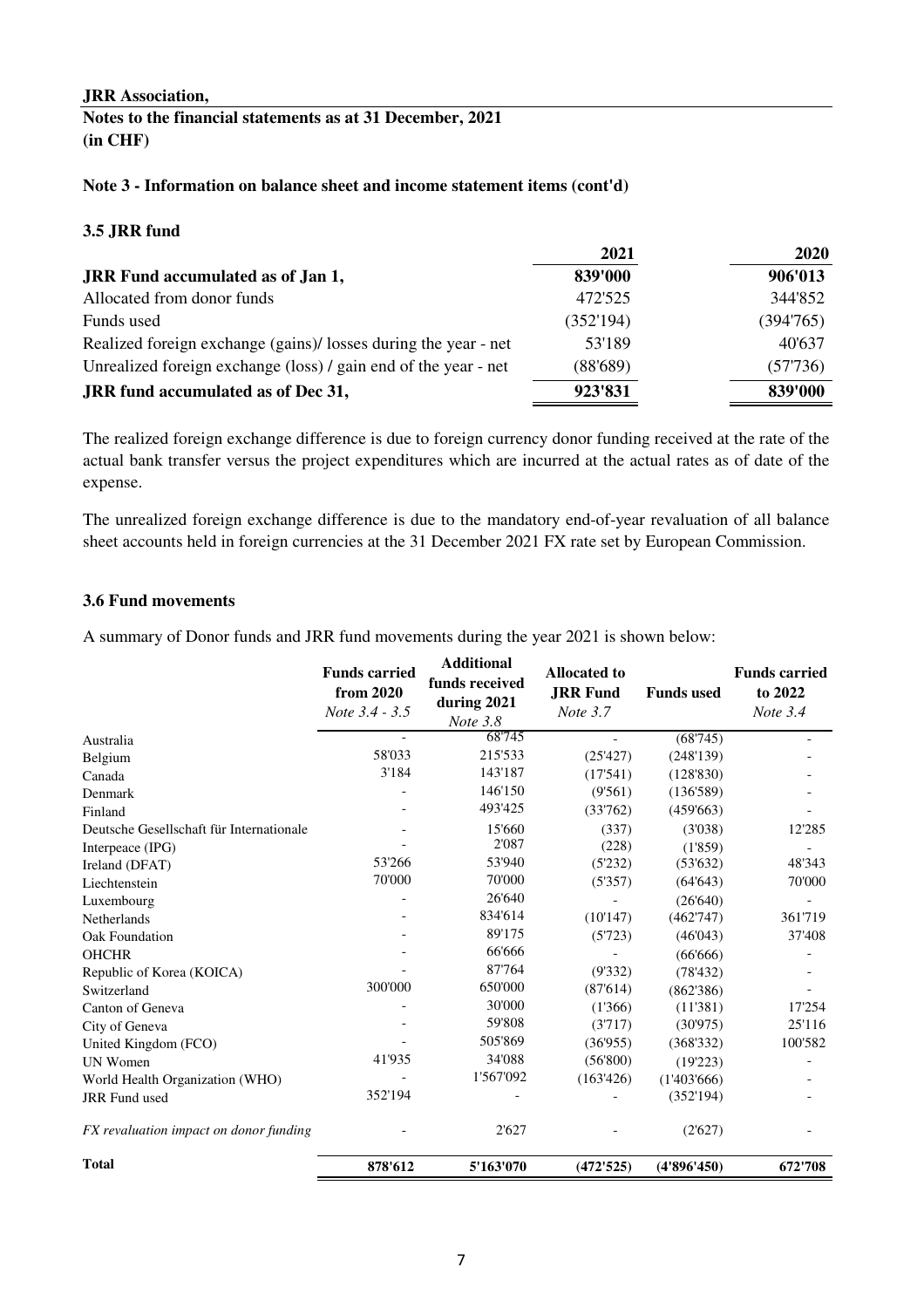**JRR Association,**

**Notes to the financial statements as at 31 December, 2021**
**(in CHF)**

**Note 3 - Information on balance sheet and income statement items (cont'd)**

### 3.5 JRR fund

| | 2021 | 2020 |
|---|---|---|
| **JRR Fund accumulated as of Jan 1,** | **839'000** | **906'013** |
| Allocated from donor funds | 472'525 | 344'852 |
| Funds used | (352'194) | (394'765) |
| Realized foreign exchange (gains)/ losses during the year - net | 53'189 | 40'637 |
| Unrealized foreign exchange (loss) / gain end of the year - net | (88'689) | (57'736) |
| **JRR fund accumulated as of Dec 31,** | **923'831** | **839'000** |

The realized foreign exchange difference is due to foreign currency donor funding received at the rate of the actual bank transfer versus the project expenditures which are incurred at the actual rates as of date of the expense.

The unrealized foreign exchange difference is due to the mandatory end-of-year revaluation of all balance sheet accounts held in foreign currencies at the 31 December 2021 FX rate set by European Commission.

### 3.6 Fund movements

A summary of Donor funds and JRR fund movements during the year 2021 is shown below:

| | **Funds carried from 2020** *Note 3.4 - 3.5* | **Additional funds received during 2021** *Note 3.8* | **Allocated to JRR Fund** *Note 3.7* | **Funds used** | **Funds carried to 2022** *Note 3.4* |
|---|---|---|---|---|---|
| Australia | - | 68'745 | - | (68'745) | - |
| Belgium | 58'033 | 215'533 | (25'427) | (248'139) | - |
| Canada | 3'184 | 143'187 | (17'541) | (128'830) | - |
| Denmark | - | 146'150 | (9'561) | (136'589) | - |
| Finland | - | 493'425 | (33'762) | (459'663) | - |
| Deutsche Gesellschaft für Internationale | - | 15'660 | (337) | (3'038) | 12'285 |
| Interpeace (IPG) | - | 2'087 | (228) | (1'859) | - |
| Ireland (DFAT) | 53'266 | 53'940 | (5'232) | (53'632) | 48'343 |
| Liechtenstein | 70'000 | 70'000 | (5'357) | (64'643) | 70'000 |
| Luxembourg | - | 26'640 | - | (26'640) | - |
| Netherlands | - | 834'614 | (10'147) | (462'747) | 361'719 |
| Oak Foundation | - | 89'175 | (5'723) | (46'043) | 37'408 |
| OHCHR | - | 66'666 | - | (66'666) | - |
| Republic of Korea (KOICA) | - | 87'764 | (9'332) | (78'432) | - |
| Switzerland | 300'000 | 650'000 | (87'614) | (862'386) | - |
| Canton of Geneva | - | 30'000 | (1'366) | (11'381) | 17'254 |
| City of Geneva | - | 59'808 | (3'717) | (30'975) | 25'116 |
| United Kingdom (FCO) | - | 505'869 | (36'955) | (368'332) | 100'582 |
| UN Women | 41'935 | 34'088 | (56'800) | (19'223) | - |
| World Health Organization (WHO) | - | 1'567'092 | (163'426) | (1'403'666) | - |
| JRR Fund used | 352'194 | - | - | (352'194) | - |
| *FX revaluation impact on donor funding* | - | 2'627 | - | (2'627) | - |
| **Total** | **878'612** | **5'163'070** | **(472'525)** | **(4'896'450)** | **672'708** |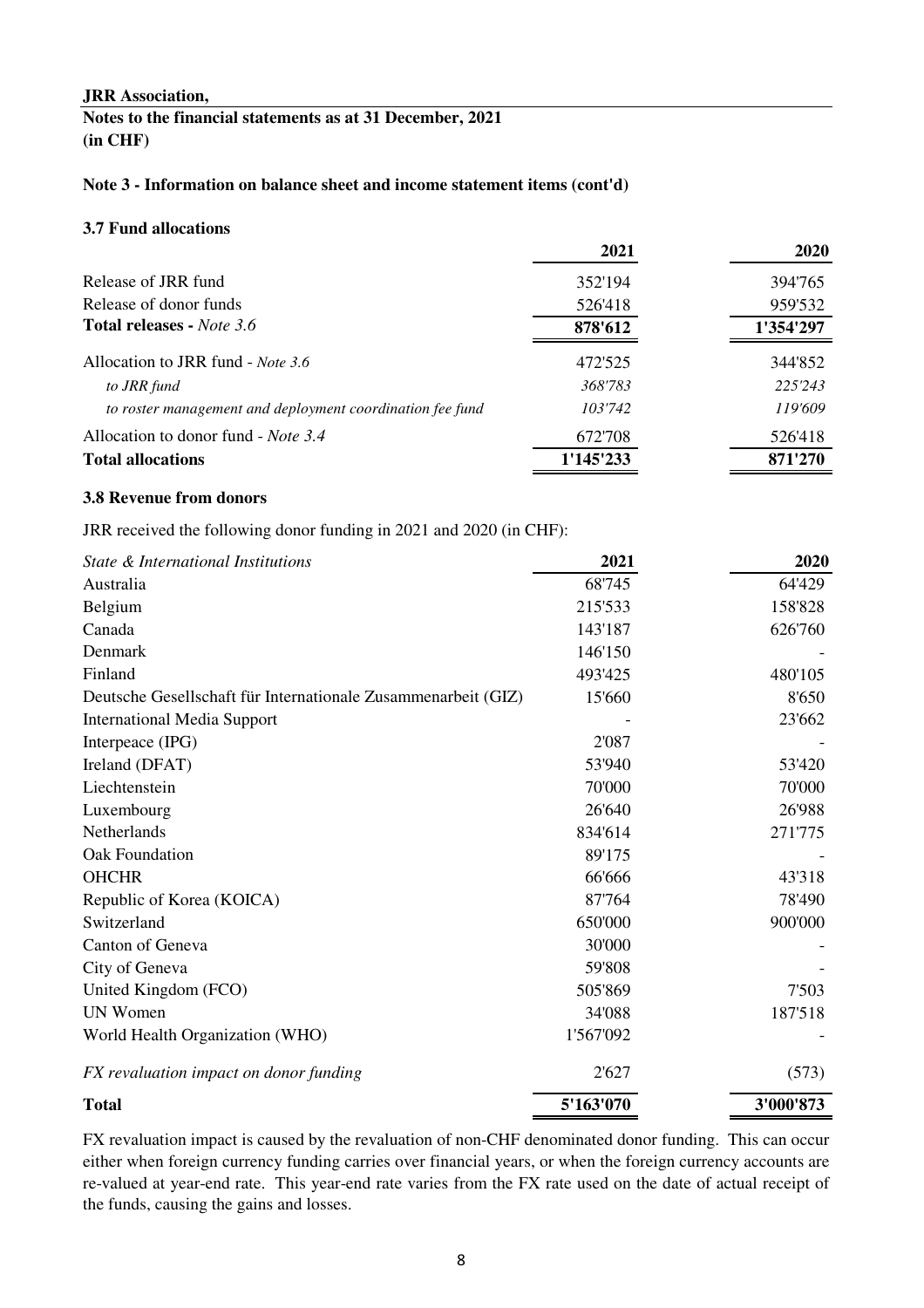**JRR Association,**

**Notes to the financial statements as at 31 December, 2021**
**(in CHF)**

**Note 3 - Information on balance sheet and income statement items (cont'd)**

**3.7 Fund allocations**

| | **2021** | **2020** |
|---|---|---|
| Release of JRR fund | 352'194 | 394'765 |
| Release of donor funds | 526'418 | 959'532 |
| **Total releases -** *Note 3.6* | **878'612** | **1'354'297** |
| Allocation to JRR fund - *Note 3.6* | 472'525 | 344'852 |
| *to JRR fund* | *368'783* | *225'243* |
| *to roster management and deployment coordination fee fund* | *103'742* | *119'609* |
| Allocation to donor fund - *Note 3.4* | 672'708 | 526'418 |
| **Total allocations** | **1'145'233** | **871'270** |

**3.8 Revenue from donors**

JRR received the following donor funding in 2021 and 2020 (in CHF):

| *State & International Institutions* | **2021** | **2020** |
|---|---|---|
| Australia | 68'745 | 64'429 |
| Belgium | 215'533 | 158'828 |
| Canada | 143'187 | 626'760 |
| Denmark | 146'150 | - |
| Finland | 493'425 | 480'105 |
| Deutsche Gesellschaft für Internationale Zusammenarbeit (GIZ) | 15'660 | 8'650 |
| International Media Support | - | 23'662 |
| Interpeace (IPG) | 2'087 | - |
| Ireland (DFAT) | 53'940 | 53'420 |
| Liechtenstein | 70'000 | 70'000 |
| Luxembourg | 26'640 | 26'988 |
| Netherlands | 834'614 | 271'775 |
| Oak Foundation | 89'175 | - |
| OHCHR | 66'666 | 43'318 |
| Republic of Korea (KOICA) | 87'764 | 78'490 |
| Switzerland | 650'000 | 900'000 |
| Canton of Geneva | 30'000 | - |
| City of Geneva | 59'808 | - |
| United Kingdom (FCO) | 505'869 | 7'503 |
| UN Women | 34'088 | 187'518 |
| World Health Organization (WHO) | 1'567'092 | - |
| *FX revaluation impact on donor funding* | 2'627 | (573) |
| **Total** | **5'163'070** | **3'000'873** |

FX revaluation impact is caused by the revaluation of non-CHF denominated donor funding. This can occur either when foreign currency funding carries over financial years, or when the foreign currency accounts are re-valued at year-end rate. This year-end rate varies from the FX rate used on the date of actual receipt of the funds, causing the gains and losses.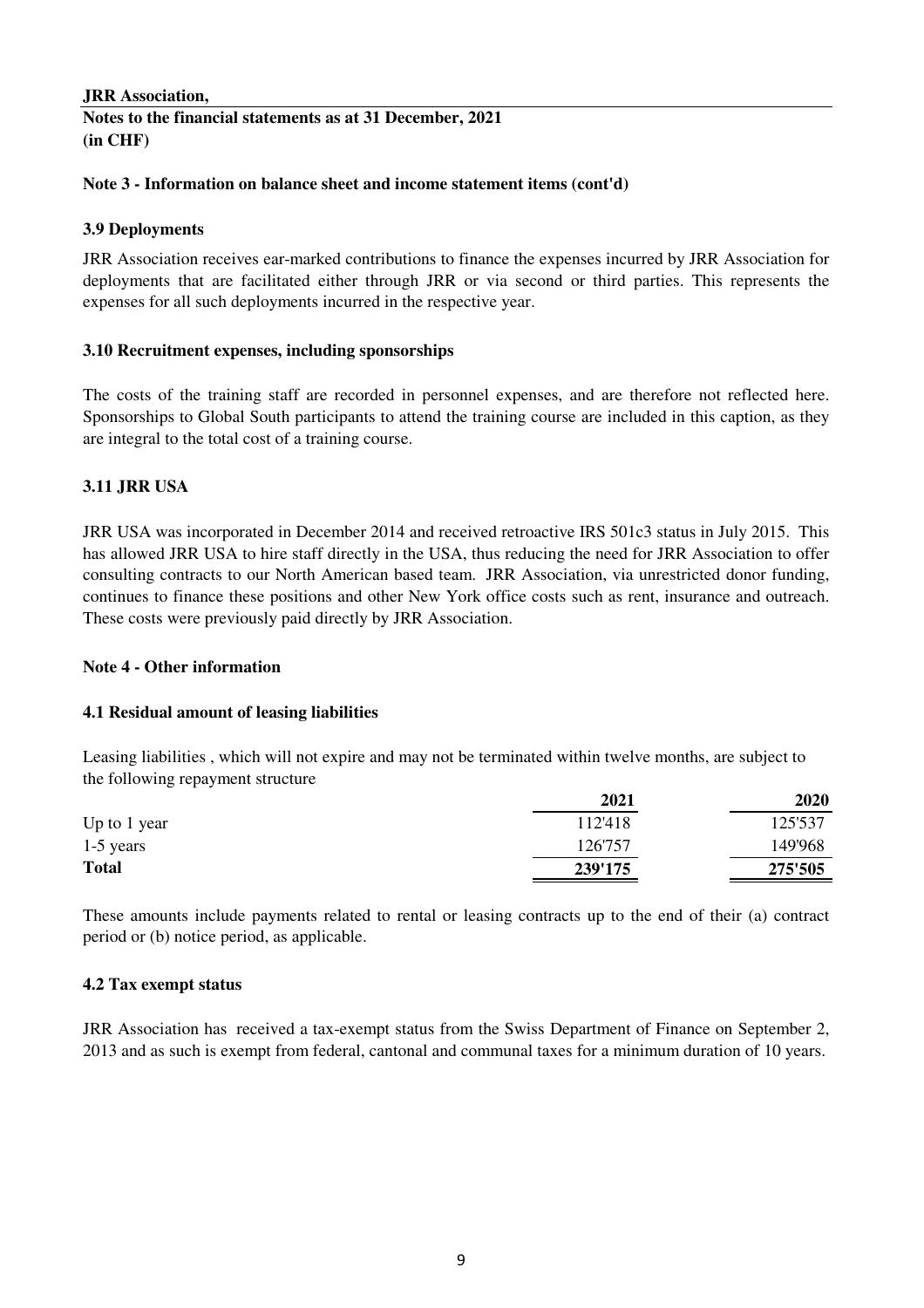**JRR Association,**

**Notes to the financial statements as at 31 December, 2021**
**(in CHF)**

### Note 3 - Information on balance sheet and income statement items (cont'd)

#### 3.9 Deployments

JRR Association receives ear-marked contributions to finance the expenses incurred by JRR Association for deployments that are facilitated either through JRR or via second or third parties. This represents the expenses for all such deployments incurred in the respective year.

#### 3.10 Recruitment expenses, including sponsorships

The costs of the training staff are recorded in personnel expenses, and are therefore not reflected here. Sponsorships to Global South participants to attend the training course are included in this caption, as they are integral to the total cost of a training course.

#### 3.11 JRR USA

JRR USA was incorporated in December 2014 and received retroactive IRS 501c3 status in July 2015. This has allowed JRR USA to hire staff directly in the USA, thus reducing the need for JRR Association to offer consulting contracts to our North American based team. JRR Association, via unrestricted donor funding, continues to finance these positions and other New York office costs such as rent, insurance and outreach. These costs were previously paid directly by JRR Association.

### Note 4 - Other information

#### 4.1 Residual amount of leasing liabilities

Leasing liabilities , which will not expire and may not be terminated within twelve months, are subject to the following repayment structure

| | 2021 | 2020 |
|---|---|---|
| Up to 1 year | 112'418 | 125'537 |
| 1-5 years | 126'757 | 149'968 |
| **Total** | **239'175** | **275'505** |

These amounts include payments related to rental or leasing contracts up to the end of their (a) contract period or (b) notice period, as applicable.

#### 4.2 Tax exempt status

JRR Association has received a tax-exempt status from the Swiss Department of Finance on September 2, 2013 and as such is exempt from federal, cantonal and communal taxes for a minimum duration of 10 years.